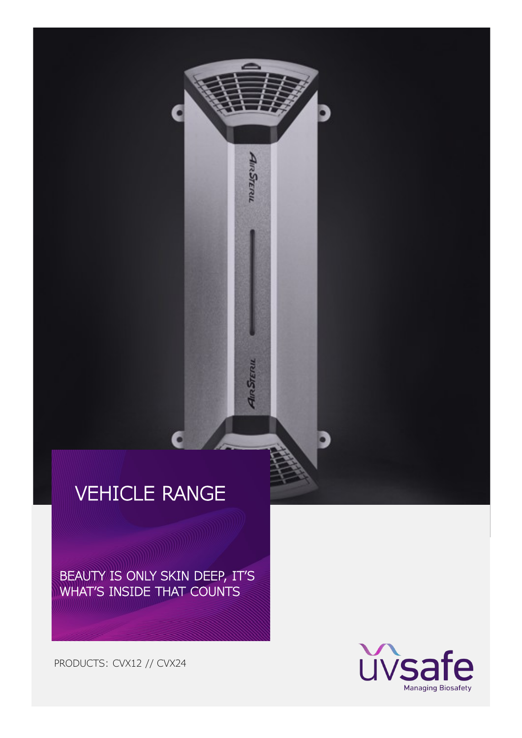# VEHICLE RANGE

BEAUTY IS ONLY SKIN DEEP, IT'S WHAT'S INSIDE THAT COUNTS

PRODUCTS: CVX12 // CVX24

uvsafe
Managing Biosafety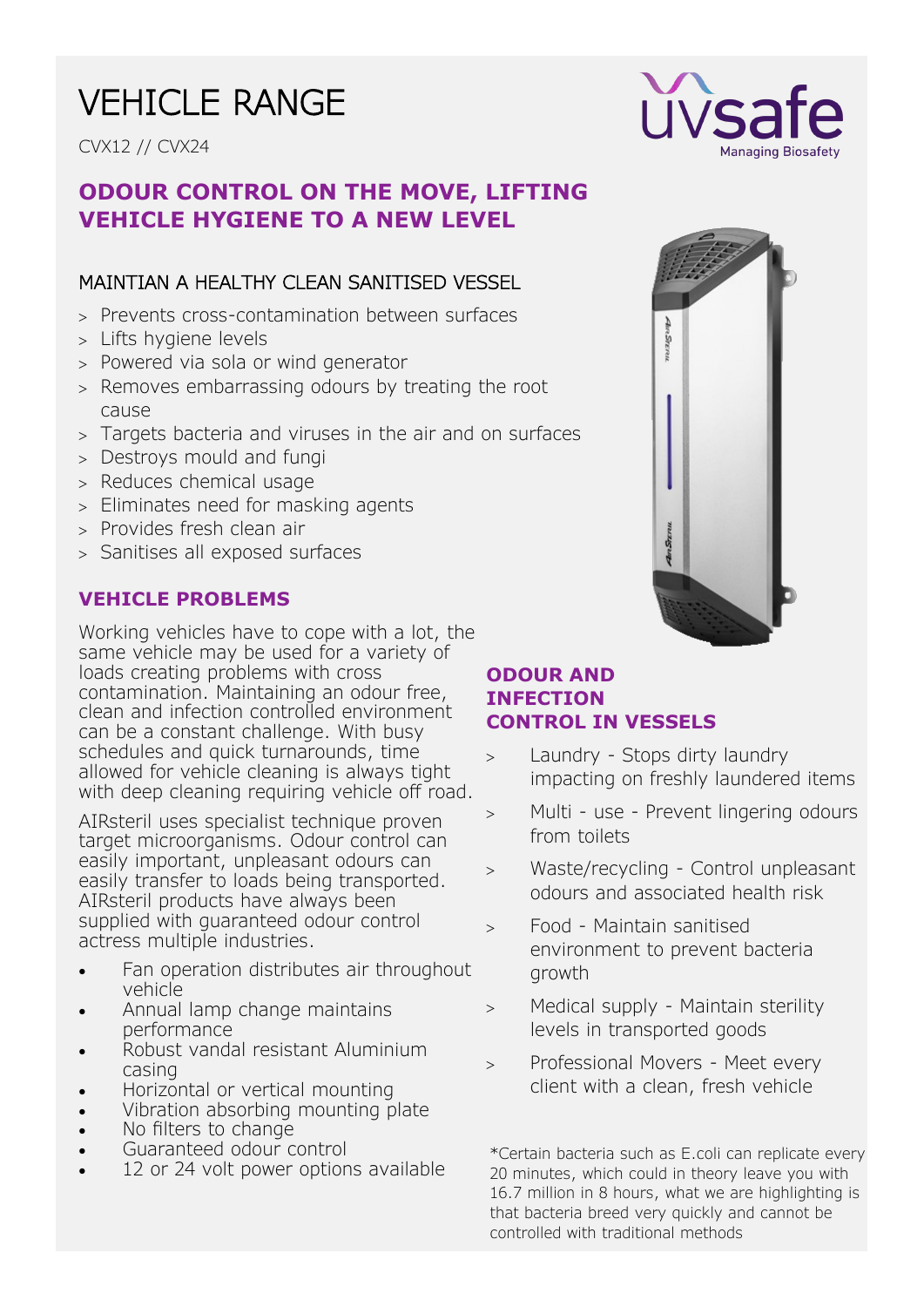# VEHICLE RANGE

CVX12 // CVX24

uvsafe
Managing Biosafety

## ODOUR CONTROL ON THE MOVE, LIFTING VEHICLE HYGIENE TO A NEW LEVEL

### MAINTIAN A HEALTHY CLEAN SANITISED VESSEL

> Prevents cross-contamination between surfaces
> Lifts hygiene levels
> Powered via sola or wind generator
> Removes embarrassing odours by treating the root cause
> Targets bacteria and viruses in the air and on surfaces
> Destroys mould and fungi
> Reduces chemical usage
> Eliminates need for masking agents
> Provides fresh clean air
> Sanitises all exposed surfaces

## VEHICLE PROBLEMS

Working vehicles have to cope with a lot, the same vehicle may be used for a variety of loads creating problems with cross contamination. Maintaining an odour free, clean and infection controlled environment can be a constant challenge. With busy schedules and quick turnarounds, time allowed for vehicle cleaning is always tight with deep cleaning requiring vehicle off road.

AIRsteril uses specialist technique proven target microorganisms. Odour control can easily important, unpleasant odours can easily transfer to loads being transported. AIRsteril products have always been supplied with guaranteed odour control actress multiple industries.

- Fan operation distributes air throughout vehicle
- Annual lamp change maintains performance
- Robust vandal resistant Aluminium casing
- Horizontal or vertical mounting
- Vibration absorbing mounting plate
- No filters to change
- Guaranteed odour control
- 12 or 24 volt power options available

## ODOUR AND INFECTION CONTROL IN VESSELS

> Laundry - Stops dirty laundry impacting on freshly laundered items
> Multi - use - Prevent lingering odours from toilets
> Waste/recycling - Control unpleasant odours and associated health risk
> Food - Maintain sanitised environment to prevent bacteria growth
> Medical supply - Maintain sterility levels in transported goods
> Professional Movers - Meet every client with a clean, fresh vehicle

*Certain bacteria such as E.coli can replicate every 20 minutes, which could in theory leave you with 16.7 million in 8 hours, what we are highlighting is that bacteria breed very quickly and cannot be controlled with traditional methods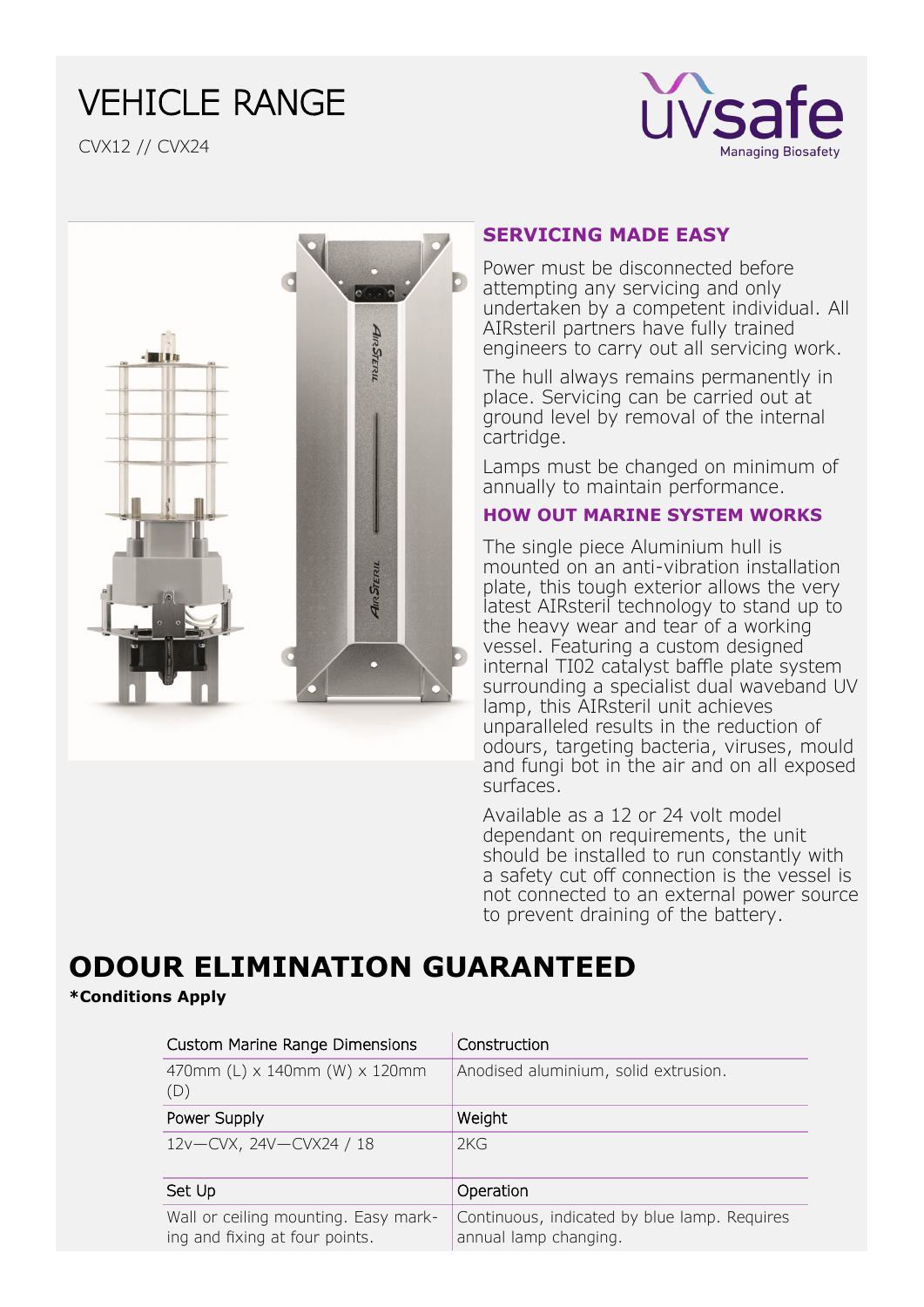# VEHICLE RANGE

CVX12 // CVX24

uvsafe
Managing Biosafety

### SERVICING MADE EASY

Power must be disconnected before attempting any servicing and only undertaken by a competent individual. All AIRsteril partners have fully trained engineers to carry out all servicing work.

The hull always remains permanently in place. Servicing can be carried out at ground level by removal of the internal cartridge.

Lamps must be changed on minimum of annually to maintain performance.

### HOW OUT MARINE SYSTEM WORKS

The single piece Aluminium hull is mounted on an anti-vibration installation plate, this tough exterior allows the very latest AIRsteril technology to stand up to the heavy wear and tear of a working vessel. Featuring a custom designed internal TI02 catalyst baffle plate system surrounding a specialist dual waveband UV lamp, this AIRsteril unit achieves unparalleled results in the reduction of odours, targeting bacteria, viruses, mould and fungi bot in the air and on all exposed surfaces.

Available as a 12 or 24 volt model dependant on requirements, the unit should be installed to run constantly with a safety cut off connection is the vessel is not connected to an external power source to prevent draining of the battery.

## ODOUR ELIMINATION GUARANTEED

***Conditions Apply**

| Custom Marine Range Dimensions | Construction |
|---|---|
| 470mm (L) x 140mm (W) x 120mm (D) | Anodised aluminium, solid extrusion. |
| **Power Supply** | **Weight** |
| 12v—CVX, 24V—CVX24 / 18 | 2KG |
| **Set Up** | **Operation** |
| Wall or ceiling mounting. Easy marking and fixing at four points. | Continuous, indicated by blue lamp. Requires annual lamp changing. |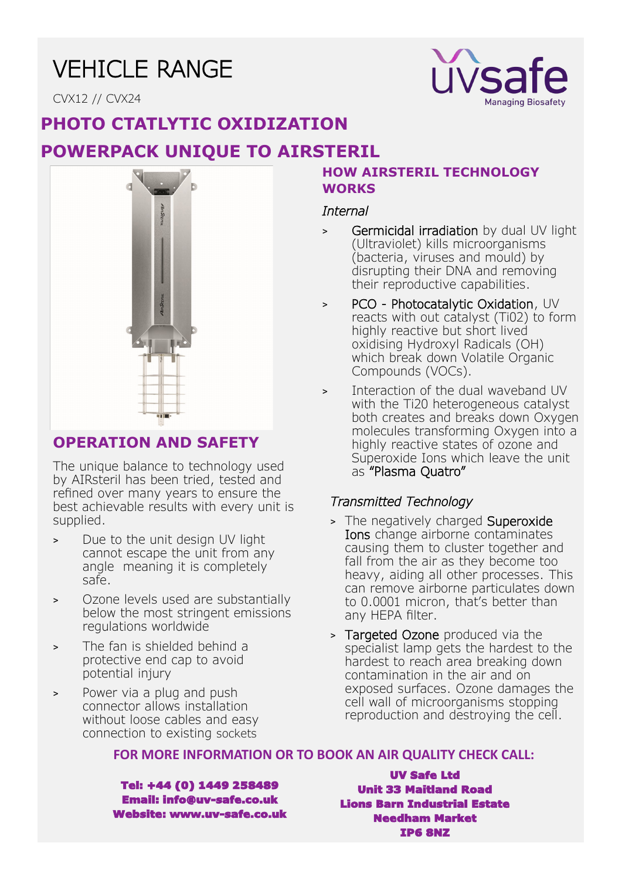# VEHICLE RANGE

CVX12 // CVX24

uvsafe
Managing Biosafety

## PHOTO CTATLYTIC OXIDIZATION

## POWERPACK UNIQUE TO AIRSTERIL

## OPERATION AND SAFETY

The unique balance to technology used by AIRsteril has been tried, tested and refined over many years to ensure the best achievable results with every unit is supplied.

- Due to the unit design UV light cannot escape the unit from any angle meaning it is completely safe.
- Ozone levels used are substantially below the most stringent emissions regulations worldwide
- The fan is shielded behind a protective end cap to avoid potential injury
- Power via a plug and push connector allows installation without loose cables and easy connection to existing sockets

## HOW AIRSTERIL TECHNOLOGY WORKS

### *Internal*

- Germicidal irradiation by dual UV light (Ultraviolet) kills microorganisms (bacteria, viruses and mould) by disrupting their DNA and removing their reproductive capabilities.
- PCO - Photocatalytic Oxidation, UV reacts with out catalyst (Ti02) to form highly reactive but short lived oxidising Hydroxyl Radicals (OH) which break down Volatile Organic Compounds (VOCs).
- Interaction of the dual waveband UV with the Ti20 heterogeneous catalyst both creates and breaks down Oxygen molecules transforming Oxygen into a highly reactive states of ozone and Superoxide Ions which leave the unit as "Plasma Quatro"

### *Transmitted Technology*

- The negatively charged Superoxide Ions change airborne contaminates causing them to cluster together and fall from the air as they become too heavy, aiding all other processes. This can remove airborne particulates down to 0.0001 micron, that's better than any HEPA filter.
- Targeted Ozone produced via the specialist lamp gets the hardest to the hardest to reach area breaking down contamination in the air and on exposed surfaces. Ozone damages the cell wall of microorganisms stopping reproduction and destroying the cell.

**FOR MORE INFORMATION OR TO BOOK AN AIR QUALITY CHECK CALL:**

**Tel: +44 (0) 1449 258489**
**Email: info@uv-safe.co.uk**
**Website: www.uv-safe.co.uk**

**UV Safe Ltd**
**Unit 33 Maitland Road**
**Lions Barn Industrial Estate**
**Needham Market**
**IP6 8NZ**